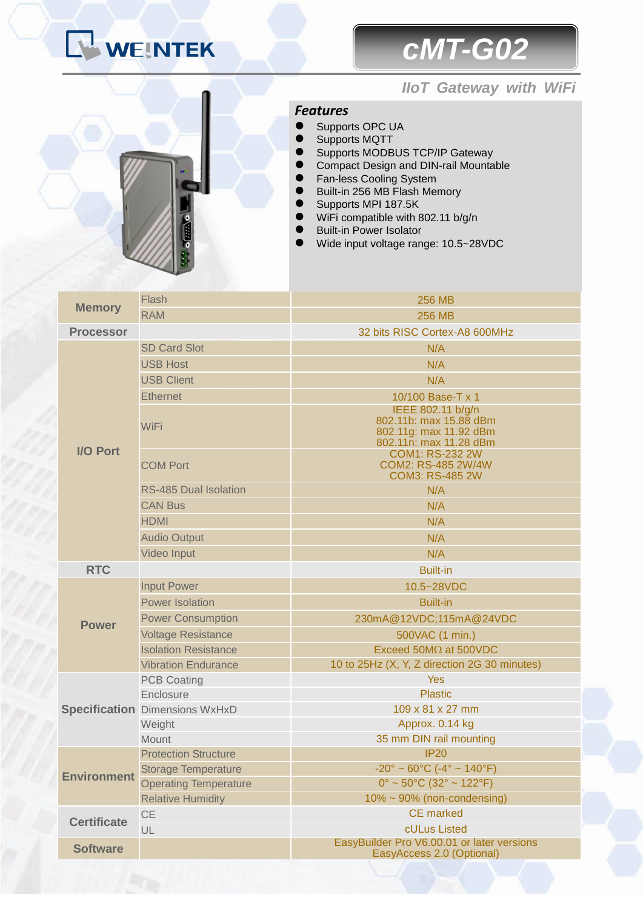# WEINTEK

# cMT-G02

## IIoT Gateway with WiFi

### Features

- Supports OPC UA
- Supports MQTT
- Supports MODBUS TCP/IP Gateway
- Compact Design and DIN-rail Mountable
- Fan-less Cooling System
- Built-in 256 MB Flash Memory
- Supports MPI 187.5K
- WiFi compatible with 802.11 b/g/n
- Built-in Power Isolator
- Wide input voltage range: 10.5~28VDC

| | | |
|---|---|---|
| **Memory** | Flash | 256 MB |
| | RAM | 256 MB |
| **Processor** | | 32 bits RISC Cortex-A8 600MHz |
| **I/O Port** | SD Card Slot | N/A |
| | USB Host | N/A |
| | USB Client | N/A |
| | Ethernet | 10/100 Base-T x 1 |
| | WiFi | IEEE 802.11 b/g/n<br>802.11b: max 15.88 dBm<br>802.11g: max 11.92 dBm<br>802.11n: max 11.28 dBm |
| | COM Port | COM1: RS-232 2W<br>COM2: RS-485 2W/4W<br>COM3: RS-485 2W |
| | RS-485 Dual Isolation | N/A |
| | CAN Bus | N/A |
| | HDMI | N/A |
| | Audio Output | N/A |
| | Video Input | N/A |
| **RTC** | | Built-in |
| **Power** | Input Power | 10.5~28VDC |
| | Power Isolation | Built-in |
| | Power Consumption | 230mA@12VDC;115mA@24VDC |
| | Voltage Resistance | 500VAC (1 min.) |
| | Isolation Resistance | Exceed 50MΩ at 500VDC |
| | Vibration Endurance | 10 to 25Hz (X, Y, Z direction 2G 30 minutes) |
| **Specification** | PCB Coating | Yes |
| | Enclosure | Plastic |
| | Dimensions WxHxD | 109 x 81 x 27 mm |
| | Weight | Approx. 0.14 kg |
| | Mount | 35 mm DIN rail mounting |
| **Environment** | Protection Structure | IP20 |
| | Storage Temperature | -20° ~ 60°C (-4° ~ 140°F) |
| | Operating Temperature | 0° ~ 50°C (32° ~ 122°F) |
| | Relative Humidity | 10% ~ 90% (non-condensing) |
| **Certificate** | CE | CE marked |
| | UL | cULus Listed |
| **Software** | | EasyBuilder Pro V6.00.01 or later versions<br>EasyAccess 2.0 (Optional) |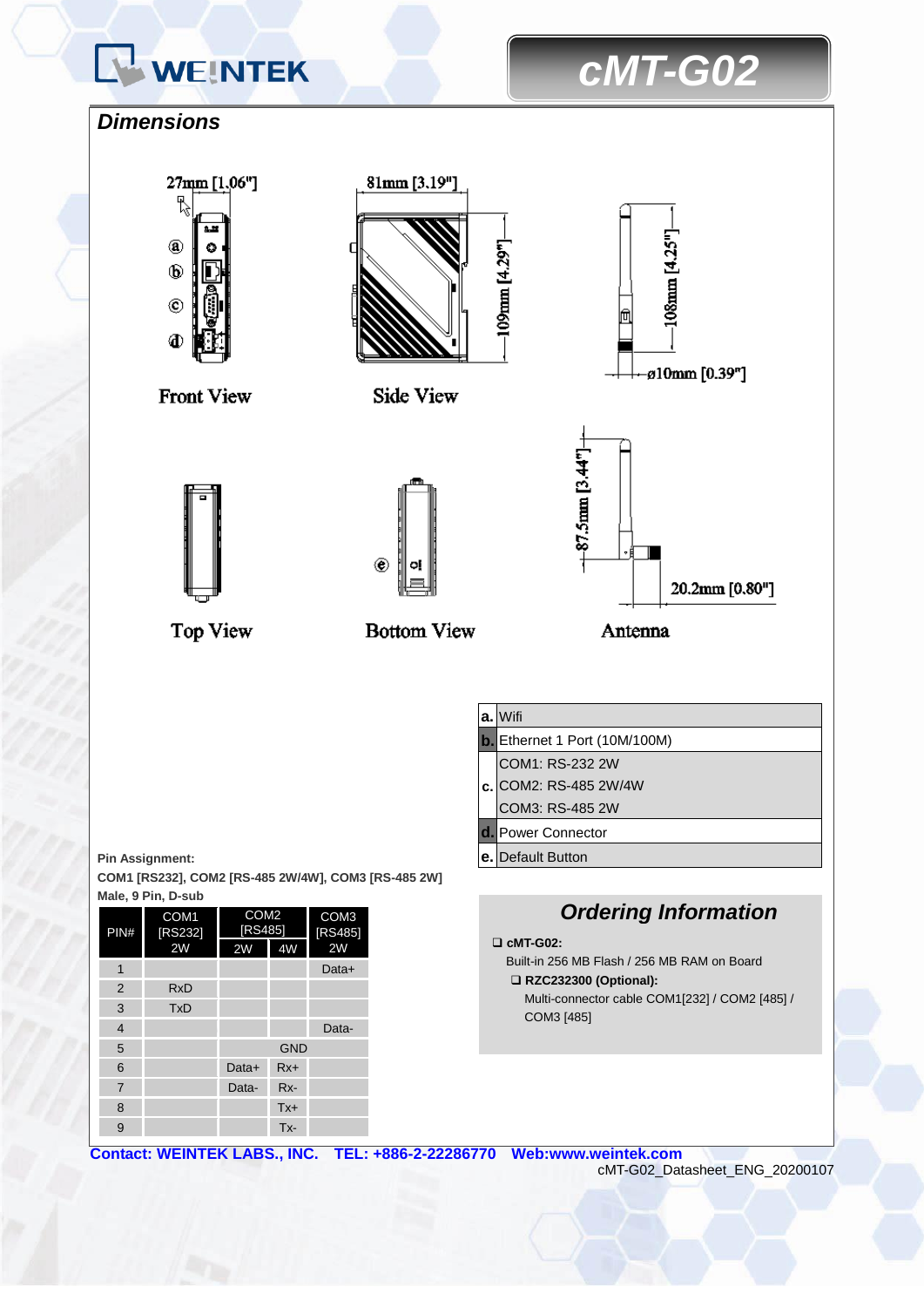## Dimensions

27mm [1.06"]

81mm [3.19"]

109mm [4.29"]

108mm [4.25"]

ø10mm [0.39"]

Front View

Side View

Top View

Bottom View

87.5mm [3.44"]

20.2mm [0.80"]

Antenna

| | |
|---|---|
| **a.** | Wifi |
| **b.** | Ethernet 1 Port (10M/100M) |
| **c.** | COM1: RS-232 2W<br>COM2: RS-485 2W/4W<br>COM3: RS-485 2W |
| **d.** | Power Connector |
| **e.** | Default Button |

**Pin Assignment:**

**COM1 [RS232], COM2 [RS-485 2W/4W], COM3 [RS-485 2W]**

**Male, 9 Pin, D-sub**

| PIN# | COM1 [RS232] 2W | COM2 [RS485] 2W | COM2 [RS485] 4W | COM3 [RS485] 2W |
|---|---|---|---|---|
| 1 | | | | Data+ |
| 2 | RxD | | | |
| 3 | TxD | | | |
| 4 | | | | Data- |
| 5 | | GND | | |
| 6 | | Data+ | Rx+ | |
| 7 | | Data- | Rx- | |
| 8 | | | Tx+ | |
| 9 | | | Tx- | |

## Ordering Information

❑ **cMT-G02:**

Built-in 256 MB Flash / 256 MB RAM on Board

❑ **RZC232300 (Optional):**

Multi-connector cable COM1[232] / COM2 [485] / COM3 [485]

**Contact: WEINTEK LABS., INC. TEL: +886-2-22286770 Web:www.weintek.com**

cMT-G02_Datasheet_ENG_20200107